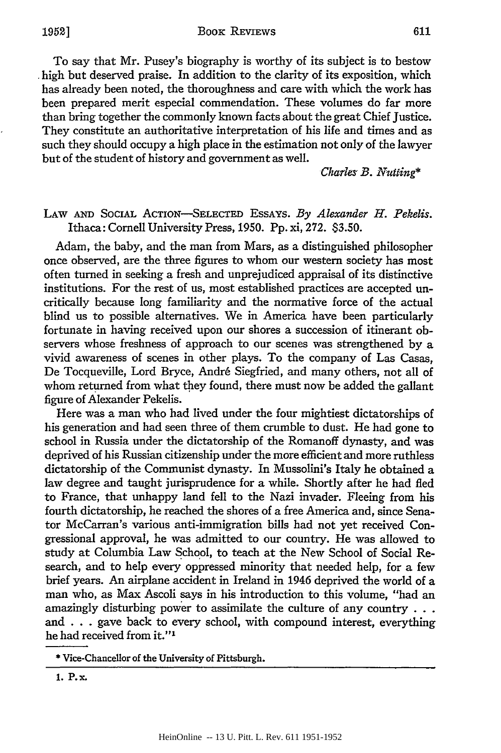To say that Mr. Pusey's biography is worthy of its subject is to bestow high but deserved praise. In addition to the clarity of its exposition, which has already been noted, the thoroughness and care with which the work has been prepared merit especial commendation. These volumes do far more than bring together the commonly known facts about the great Chief Justice. They constitute an authoritative interpretation of his life and times and as such they should occupy a high place in the estimation not only of the lawyer but of the student of history and government as well.

*Charles B. Nutting**

LAW AND SOCIAL ACTION—SELECTED ESSAYS. *By Alexander H. Pekelis.* Ithaca: Cornell University Press, 1950. Pp. xi, 272. $3.50.

Adam, the baby, and the man from Mars, as a distinguished philosopher once observed, are the three figures to whom our western society has most often turned in seeking a fresh and unprejudiced appraisal of its distinctive institutions. For the rest of us, most established practices are accepted uncritically because long familiarity and the normative force of the actual blind us to possible alternatives. We in America have been particularly fortunate in having received upon our shores a succession of itinerant observers whose freshness of approach to our scenes was strengthened by a vivid awareness of scenes in other plays. To the company of Las Casas, De Tocqueville, Lord Bryce, André Siegfried, and many others, not all of whom returned from what they found, there must now be added the gallant figure of Alexander Pekelis.

Here was a man who had lived under the four mightiest dictatorships of his generation and had seen three of them crumble to dust. He had gone to school in Russia under the dictatorship of the Romanoff dynasty, and was deprived of his Russian citizenship under the more efficient and more ruthless dictatorship of the Communist dynasty. In Mussolini's Italy he obtained a law degree and taught jurisprudence for a while. Shortly after he had fled to France, that unhappy land fell to the Nazi invader. Fleeing from his fourth dictatorship, he reached the shores of a free America and, since Senator McCarran's various anti-immigration bills had not yet received Congressional approval, he was admitted to our country. He was allowed to study at Columbia Law School, to teach at the New School of Social Research, and to help every oppressed minority that needed help, for a few brief years. An airplane accident in Ireland in 1946 deprived the world of a man who, as Max Ascoli says in his introduction to this volume, "had an amazingly disturbing power to assimilate the culture of any country . . . and . . . gave back to every school, with compound interest, everything he had received from it."[1]

* Vice-Chancellor of the University of Pittsburgh.

1. P. x.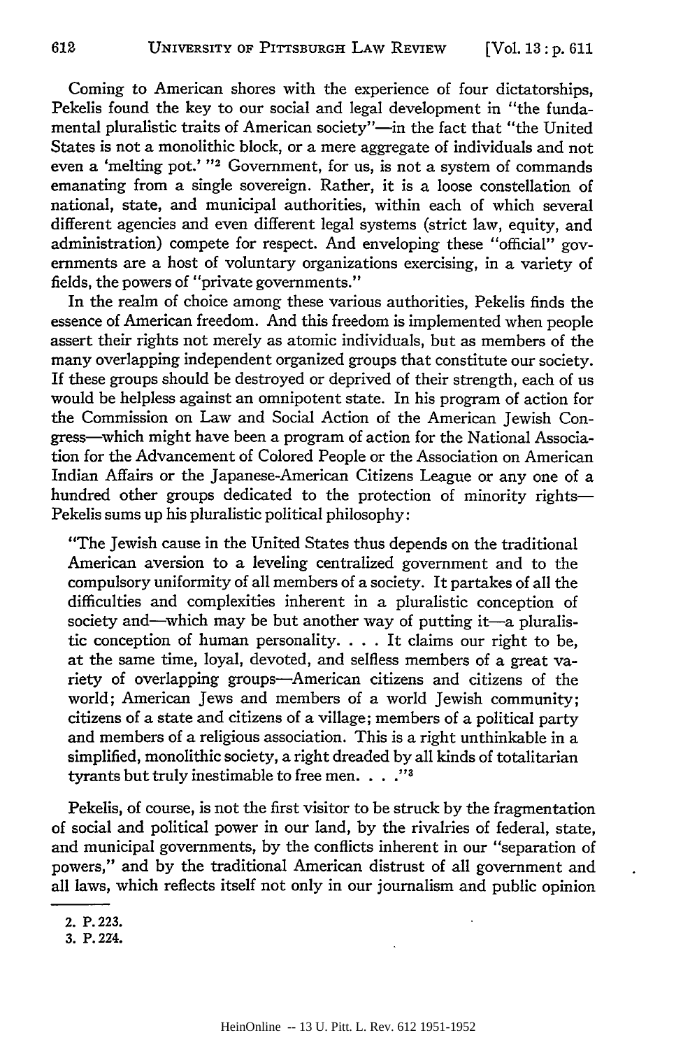Coming to American shores with the experience of four dictatorships, Pekelis found the key to our social and legal development in "the fundamental pluralistic traits of American society"—in the fact that "the United States is not a monolithic block, or a mere aggregate of individuals and not even a 'melting pot.' "[2] Government, for us, is not a system of commands emanating from a single sovereign. Rather, it is a loose constellation of national, state, and municipal authorities, within each of which several different agencies and even different legal systems (strict law, equity, and administration) compete for respect. And enveloping these "official" governments are a host of voluntary organizations exercising, in a variety of fields, the powers of "private governments."

In the realm of choice among these various authorities, Pekelis finds the essence of American freedom. And this freedom is implemented when people assert their rights not merely as atomic individuals, but as members of the many overlapping independent organized groups that constitute our society. If these groups should be destroyed or deprived of their strength, each of us would be helpless against an omnipotent state. In his program of action for the Commission on Law and Social Action of the American Jewish Congress—which might have been a program of action for the National Association for the Advancement of Colored People or the Association on American Indian Affairs or the Japanese-American Citizens League or any one of a hundred other groups dedicated to the protection of minority rights—Pekelis sums up his pluralistic political philosophy:

> "The Jewish cause in the United States thus depends on the traditional American aversion to a leveling centralized government and to the compulsory uniformity of all members of a society. It partakes of all the difficulties and complexities inherent in a pluralistic conception of society and—which may be but another way of putting it—a pluralistic conception of human personality. . . . It claims our right to be, at the same time, loyal, devoted, and selfless members of a great variety of overlapping groups—American citizens and citizens of the world; American Jews and members of a world Jewish community; citizens of a state and citizens of a village; members of a political party and members of a religious association. This is a right unthinkable in a simplified, monolithic society, a right dreaded by all kinds of totalitarian tyrants but truly inestimable to free men. . . ."[3]

Pekelis, of course, is not the first visitor to be struck by the fragmentation of social and political power in our land, by the rivalries of federal, state, and municipal governments, by the conflicts inherent in our "separation of powers," and by the traditional American distrust of all government and all laws, which reflects itself not only in our journalism and public opinion

---

2. P. 223.
3. P. 224.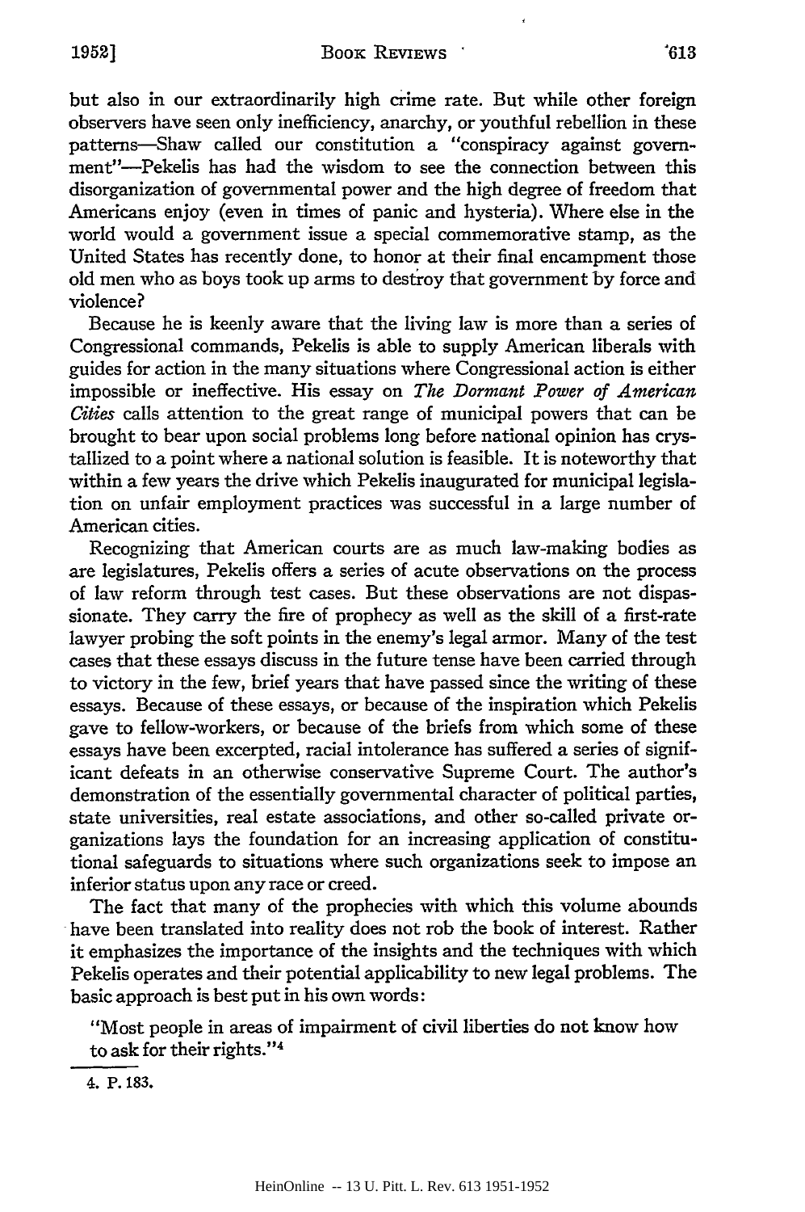but also in our extraordinarily high crime rate. But while other foreign observers have seen only inefficiency, anarchy, or youthful rebellion in these patterns—Shaw called our constitution a "conspiracy against government"—Pekelis has had the wisdom to see the connection between this disorganization of governmental power and the high degree of freedom that Americans enjoy (even in times of panic and hysteria). Where else in the world would a government issue a special commemorative stamp, as the United States has recently done, to honor at their final encampment those old men who as boys took up arms to destroy that government by force and violence?

Because he is keenly aware that the living law is more than a series of Congressional commands, Pekelis is able to supply American liberals with guides for action in the many situations where Congressional action is either impossible or ineffective. His essay on *The Dormant Power of American Cities* calls attention to the great range of municipal powers that can be brought to bear upon social problems long before national opinion has crystallized to a point where a national solution is feasible. It is noteworthy that within a few years the drive which Pekelis inaugurated for municipal legislation on unfair employment practices was successful in a large number of American cities.

Recognizing that American courts are as much law-making bodies as are legislatures, Pekelis offers a series of acute observations on the process of law reform through test cases. But these observations are not dispassionate. They carry the fire of prophecy as well as the skill of a first-rate lawyer probing the soft points in the enemy's legal armor. Many of the test cases that these essays discuss in the future tense have been carried through to victory in the few, brief years that have passed since the writing of these essays. Because of these essays, or because of the inspiration which Pekelis gave to fellow-workers, or because of the briefs from which some of these essays have been excerpted, racial intolerance has suffered a series of significant defeats in an otherwise conservative Supreme Court. The author's demonstration of the essentially governmental character of political parties, state universities, real estate associations, and other so-called private organizations lays the foundation for an increasing application of constitutional safeguards to situations where such organizations seek to impose an inferior status upon any race or creed.

The fact that many of the prophecies with which this volume abounds have been translated into reality does not rob the book of interest. Rather it emphasizes the importance of the insights and the techniques with which Pekelis operates and their potential applicability to new legal problems. The basic approach is best put in his own words:

"Most people in areas of impairment of civil liberties do not know how to ask for their rights."[4]

4. P. 183.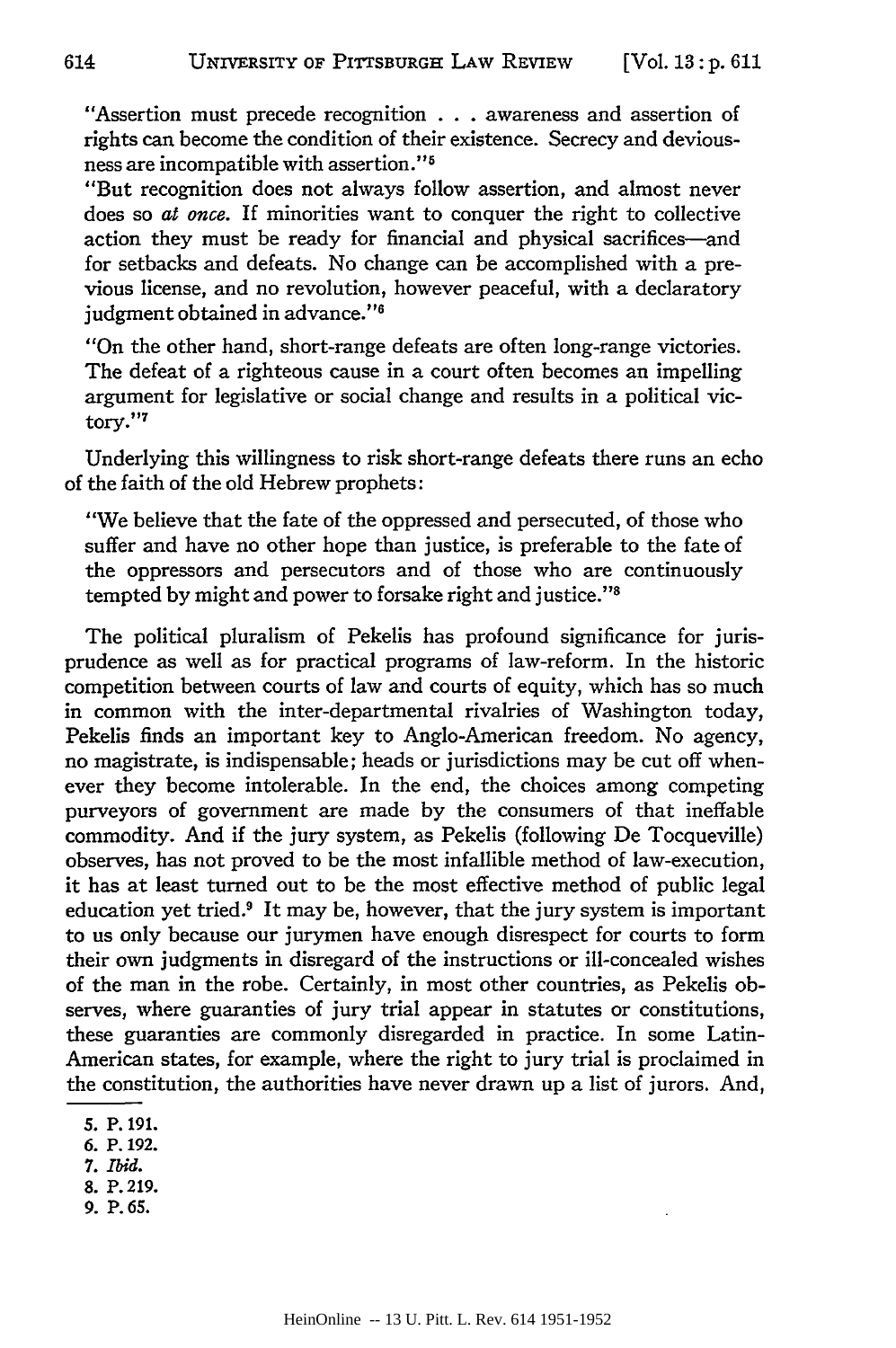"Assertion must precede recognition . . . awareness and assertion of rights can become the condition of their existence. Secrecy and deviousness are incompatible with assertion."[5]

"But recognition does not always follow assertion, and almost never does so *at once.* If minorities want to conquer the right to collective action they must be ready for financial and physical sacrifices—and for setbacks and defeats. No change can be accomplished with a previous license, and no revolution, however peaceful, with a declaratory judgment obtained in advance."[6]

"On the other hand, short-range defeats are often long-range victories. The defeat of a righteous cause in a court often becomes an impelling argument for legislative or social change and results in a political victory."[7]

Underlying this willingness to risk short-range defeats there runs an echo of the faith of the old Hebrew prophets:

"We believe that the fate of the oppressed and persecuted, of those who suffer and have no other hope than justice, is preferable to the fate of the oppressors and persecutors and of those who are continuously tempted by might and power to forsake right and justice."[8]

The political pluralism of Pekelis has profound significance for jurisprudence as well as for practical programs of law-reform. In the historic competition between courts of law and courts of equity, which has so much in common with the inter-departmental rivalries of Washington today, Pekelis finds an important key to Anglo-American freedom. No agency, no magistrate, is indispensable; heads or jurisdictions may be cut off whenever they become intolerable. In the end, the choices among competing purveyors of government are made by the consumers of that ineffable commodity. And if the jury system, as Pekelis (following De Tocqueville) observes, has not proved to be the most infallible method of law-execution, it has at least turned out to be the most effective method of public legal education yet tried.[9] It may be, however, that the jury system is important to us only because our jurymen have enough disrespect for courts to form their own judgments in disregard of the instructions or ill-concealed wishes of the man in the robe. Certainly, in most other countries, as Pekelis observes, where guaranties of jury trial appear in statutes or constitutions, these guaranties are commonly disregarded in practice. In some Latin-American states, for example, where the right to jury trial is proclaimed in the constitution, the authorities have never drawn up a list of jurors. And,

5. P. 191.
6. P. 192.
7. *Ibid.*
8. P. 219.
9. P. 65.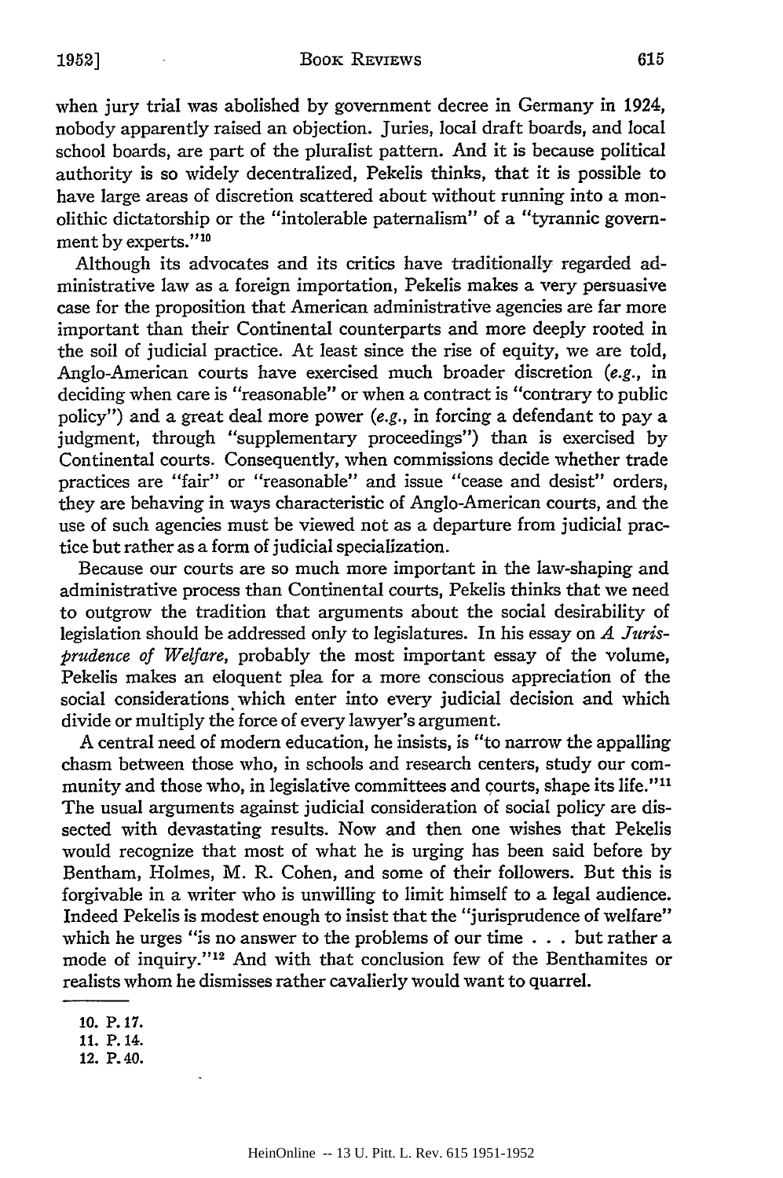when jury trial was abolished by government decree in Germany in 1924, nobody apparently raised an objection. Juries, local draft boards, and local school boards, are part of the pluralist pattern. And it is because political authority is so widely decentralized, Pekelis thinks, that it is possible to have large areas of discretion scattered about without running into a monolithic dictatorship or the "intolerable paternalism" of a "tyrannic government by experts."[10]

Although its advocates and its critics have traditionally regarded administrative law as a foreign importation, Pekelis makes a very persuasive case for the proposition that American administrative agencies are far more important than their Continental counterparts and more deeply rooted in the soil of judicial practice. At least since the rise of equity, we are told, Anglo-American courts have exercised much broader discretion (*e.g.*, in deciding when care is "reasonable" or when a contract is "contrary to public policy") and a great deal more power (*e.g.*, in forcing a defendant to pay a judgment, through "supplementary proceedings") than is exercised by Continental courts. Consequently, when commissions decide whether trade practices are "fair" or "reasonable" and issue "cease and desist" orders, they are behaving in ways characteristic of Anglo-American courts, and the use of such agencies must be viewed not as a departure from judicial practice but rather as a form of judicial specialization.

Because our courts are so much more important in the law-shaping and administrative process than Continental courts, Pekelis thinks that we need to outgrow the tradition that arguments about the social desirability of legislation should be addressed only to legislatures. In his essay on *A Jurisprudence of Welfare*, probably the most important essay of the volume, Pekelis makes an eloquent plea for a more conscious appreciation of the social considerations which enter into every judicial decision and which divide or multiply the force of every lawyer's argument.

A central need of modern education, he insists, is "to narrow the appalling chasm between those who, in schools and research centers, study our community and those who, in legislative committees and courts, shape its life."[11] The usual arguments against judicial consideration of social policy are dissected with devastating results. Now and then one wishes that Pekelis would recognize that most of what he is urging has been said before by Bentham, Holmes, M. R. Cohen, and some of their followers. But this is forgivable in a writer who is unwilling to limit himself to a legal audience. Indeed Pekelis is modest enough to insist that the "jurisprudence of welfare" which he urges "is no answer to the problems of our time . . . but rather a mode of inquiry."[12] And with that conclusion few of the Benthamites or realists whom he dismisses rather cavalierly would want to quarrel.

---

10. P. 17.
11. P. 14.
12. P. 40.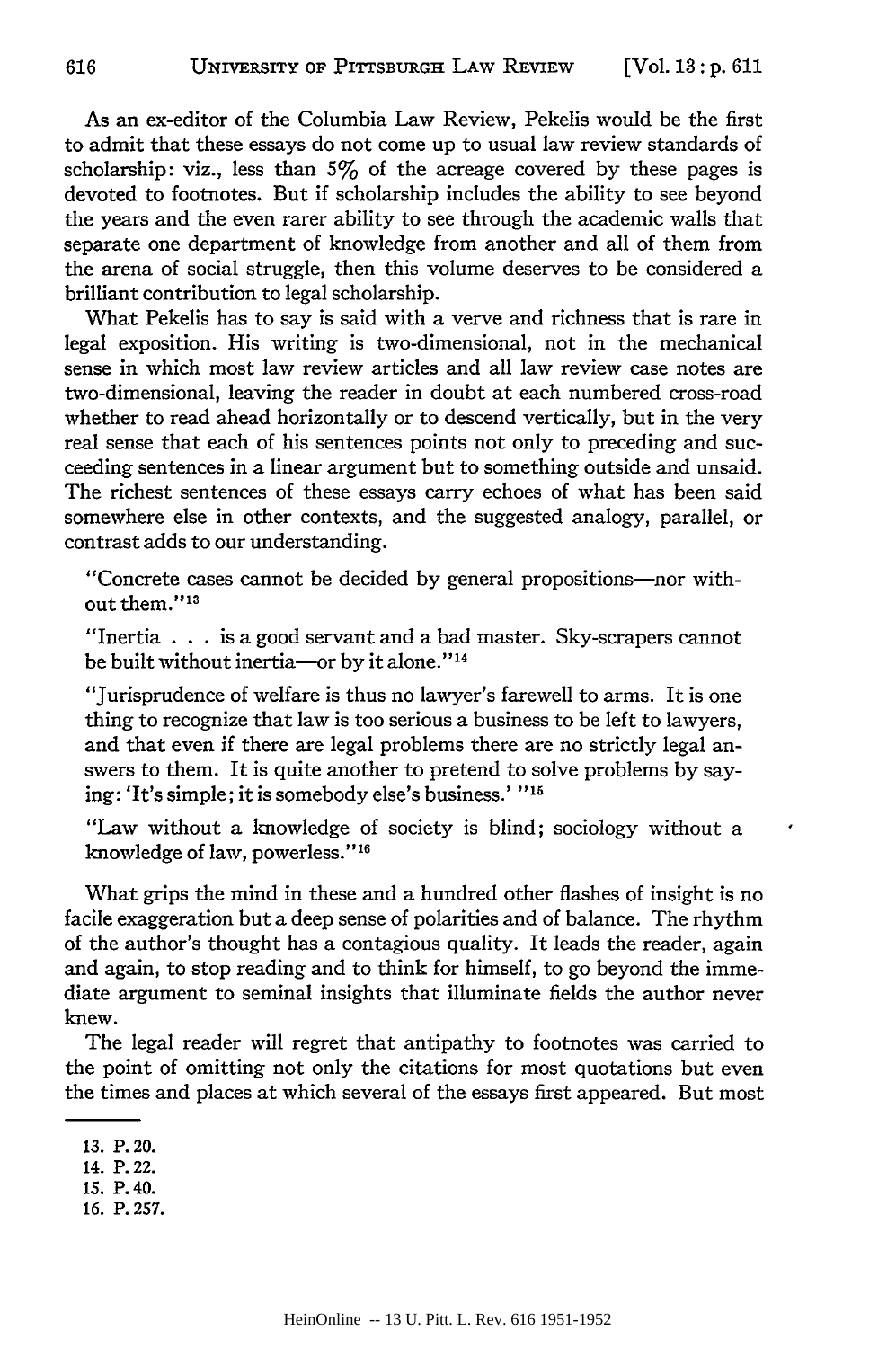As an ex-editor of the Columbia Law Review, Pekelis would be the first to admit that these essays do not come up to usual law review standards of scholarship: viz., less than 5% of the acreage covered by these pages is devoted to footnotes. But if scholarship includes the ability to see beyond the years and the even rarer ability to see through the academic walls that separate one department of knowledge from another and all of them from the arena of social struggle, then this volume deserves to be considered a brilliant contribution to legal scholarship.

What Pekelis has to say is said with a verve and richness that is rare in legal exposition. His writing is two-dimensional, not in the mechanical sense in which most law review articles and all law review case notes are two-dimensional, leaving the reader in doubt at each numbered cross-road whether to read ahead horizontally or to descend vertically, but in the very real sense that each of his sentences points not only to preceding and succeeding sentences in a linear argument but to something outside and unsaid. The richest sentences of these essays carry echoes of what has been said somewhere else in other contexts, and the suggested analogy, parallel, or contrast adds to our understanding.

> "Concrete cases cannot be decided by general propositions—nor without them."[13]
>
> "Inertia . . . is a good servant and a bad master. Sky-scrapers cannot be built without inertia—or by it alone."[14]
>
> "Jurisprudence of welfare is thus no lawyer's farewell to arms. It is one thing to recognize that law is too serious a business to be left to lawyers, and that even if there are legal problems there are no strictly legal answers to them. It is quite another to pretend to solve problems by saying: 'It's simple; it is somebody else's business.' "[15]
>
> "Law without a knowledge of society is blind; sociology without a knowledge of law, powerless."[16]

What grips the mind in these and a hundred other flashes of insight is no facile exaggeration but a deep sense of polarities and of balance. The rhythm of the author's thought has a contagious quality. It leads the reader, again and again, to stop reading and to think for himself, to go beyond the immediate argument to seminal insights that illuminate fields the author never knew.

The legal reader will regret that antipathy to footnotes was carried to the point of omitting not only the citations for most quotations but even the times and places at which several of the essays first appeared. But most

---

13. P. 20.
14. P. 22.
15. P. 40.
16. P. 257.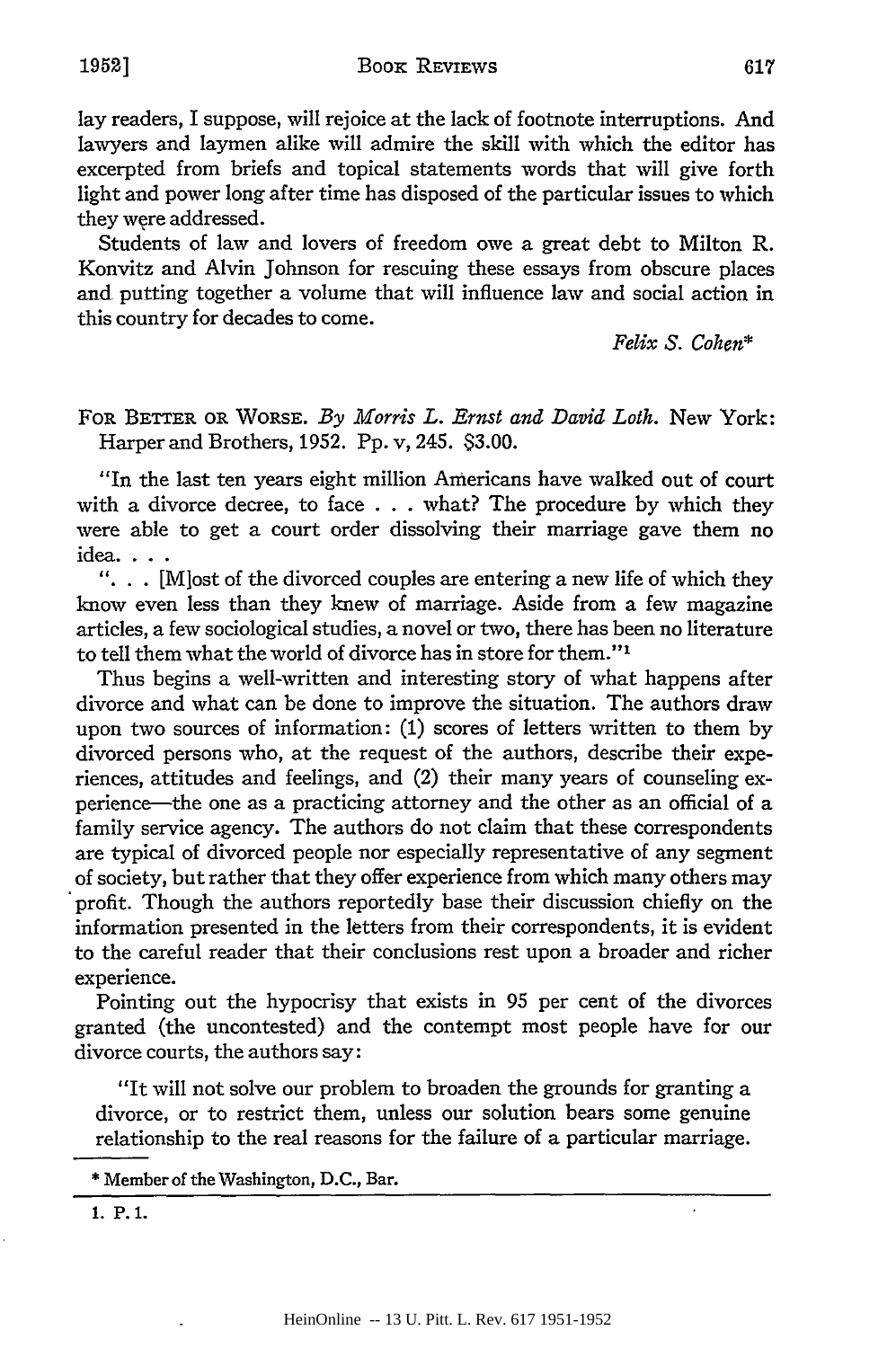lay readers, I suppose, will rejoice at the lack of footnote interruptions. And lawyers and laymen alike will admire the skill with which the editor has excerpted from briefs and topical statements words that will give forth light and power long after time has disposed of the particular issues to which they were addressed.

Students of law and lovers of freedom owe a great debt to Milton R. Konvitz and Alvin Johnson for rescuing these essays from obscure places and putting together a volume that will influence law and social action in this country for decades to come.

*Felix S. Cohen**

FOR BETTER OR WORSE. *By Morris L. Ernst and David Loth.* New York: Harper and Brothers, 1952. Pp. v, 245. $3.00.

"In the last ten years eight million Americans have walked out of court with a divorce decree, to face . . . what? The procedure by which they were able to get a court order dissolving their marriage gave them no idea. . . .

". . . [M]ost of the divorced couples are entering a new life of which they know even less than they knew of marriage. Aside from a few magazine articles, a few sociological studies, a novel or two, there has been no literature to tell them what the world of divorce has in store for them."[1]

Thus begins a well-written and interesting story of what happens after divorce and what can be done to improve the situation. The authors draw upon two sources of information: (1) scores of letters written to them by divorced persons who, at the request of the authors, describe their experiences, attitudes and feelings, and (2) their many years of counseling experience—the one as a practicing attorney and the other as an official of a family service agency. The authors do not claim that these correspondents are typical of divorced people nor especially representative of any segment of society, but rather that they offer experience from which many others may profit. Though the authors reportedly base their discussion chiefly on the information presented in the letters from their correspondents, it is evident to the careful reader that their conclusions rest upon a broader and richer experience.

Pointing out the hypocrisy that exists in 95 per cent of the divorces granted (the uncontested) and the contempt most people have for our divorce courts, the authors say:

> "It will not solve our problem to broaden the grounds for granting a divorce, or to restrict them, unless our solution bears some genuine relationship to the real reasons for the failure of a particular marriage.

---

\* Member of the Washington, D.C., Bar.

1. P. 1.